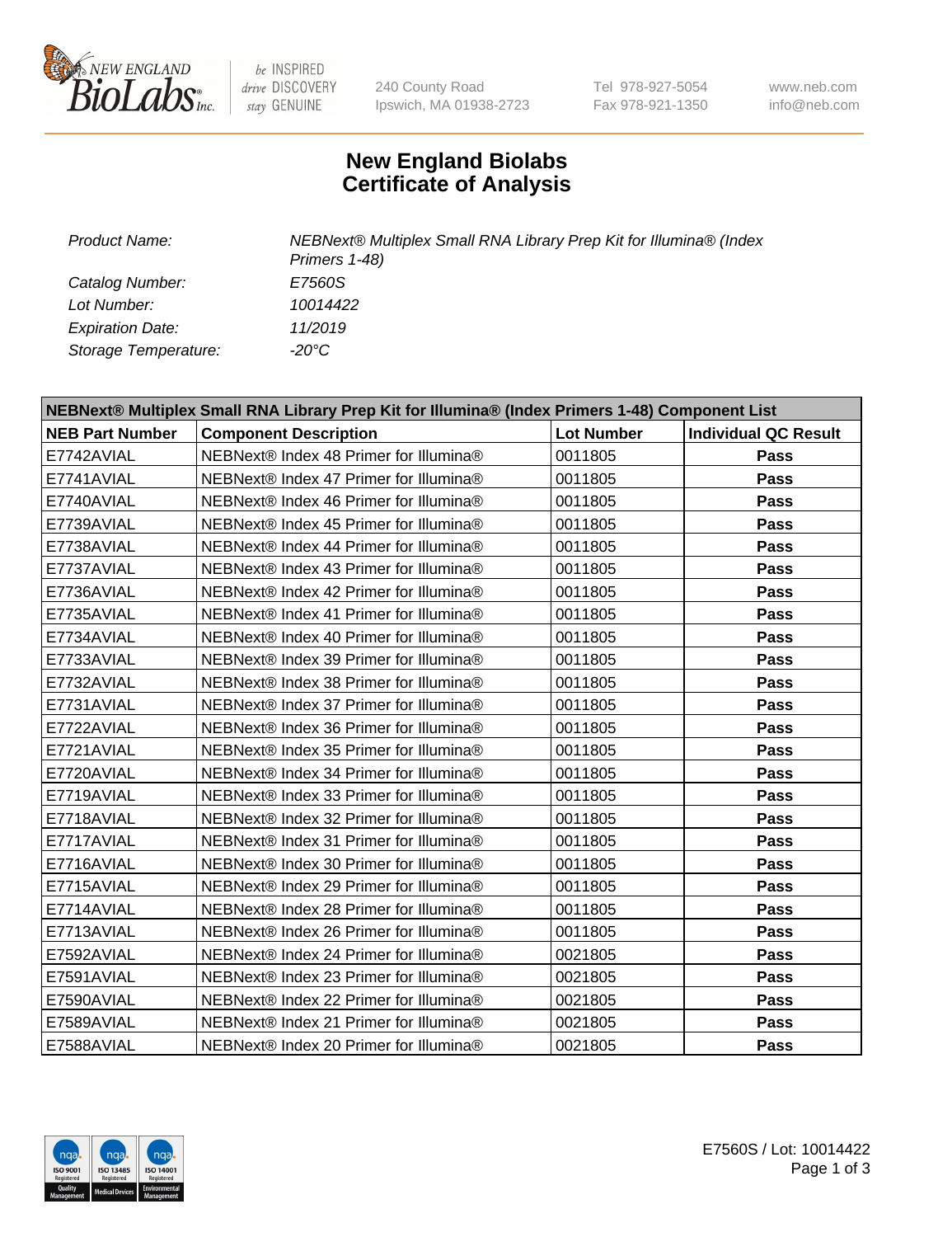240 County Road
Ipswich, MA 01938-2723

Tel 978-927-5054
Fax 978-921-1350

www.neb.com
info@neb.com

# New England Biolabs
# Certificate of Analysis

| | |
|---|---|
| *Product Name:* | *NEBNext® Multiplex Small RNA Library Prep Kit for Illumina® (Index Primers 1-48)* |
| *Catalog Number:* | *E7560S* |
| *Lot Number:* | *10014422* |
| *Expiration Date:* | *11/2019* |
| *Storage Temperature:* | *-20°C* |

| NEBNext® Multiplex Small RNA Library Prep Kit for Illumina® (Index Primers 1-48) Component List | | | |
|---|---|---|---|
| **NEB Part Number** | **Component Description** | **Lot Number** | **Individual QC Result** |
| E7742AVIAL | NEBNext® Index 48 Primer for Illumina® | 0011805 | **Pass** |
| E7741AVIAL | NEBNext® Index 47 Primer for Illumina® | 0011805 | **Pass** |
| E7740AVIAL | NEBNext® Index 46 Primer for Illumina® | 0011805 | **Pass** |
| E7739AVIAL | NEBNext® Index 45 Primer for Illumina® | 0011805 | **Pass** |
| E7738AVIAL | NEBNext® Index 44 Primer for Illumina® | 0011805 | **Pass** |
| E7737AVIAL | NEBNext® Index 43 Primer for Illumina® | 0011805 | **Pass** |
| E7736AVIAL | NEBNext® Index 42 Primer for Illumina® | 0011805 | **Pass** |
| E7735AVIAL | NEBNext® Index 41 Primer for Illumina® | 0011805 | **Pass** |
| E7734AVIAL | NEBNext® Index 40 Primer for Illumina® | 0011805 | **Pass** |
| E7733AVIAL | NEBNext® Index 39 Primer for Illumina® | 0011805 | **Pass** |
| E7732AVIAL | NEBNext® Index 38 Primer for Illumina® | 0011805 | **Pass** |
| E7731AVIAL | NEBNext® Index 37 Primer for Illumina® | 0011805 | **Pass** |
| E7722AVIAL | NEBNext® Index 36 Primer for Illumina® | 0011805 | **Pass** |
| E7721AVIAL | NEBNext® Index 35 Primer for Illumina® | 0011805 | **Pass** |
| E7720AVIAL | NEBNext® Index 34 Primer for Illumina® | 0011805 | **Pass** |
| E7719AVIAL | NEBNext® Index 33 Primer for Illumina® | 0011805 | **Pass** |
| E7718AVIAL | NEBNext® Index 32 Primer for Illumina® | 0011805 | **Pass** |
| E7717AVIAL | NEBNext® Index 31 Primer for Illumina® | 0011805 | **Pass** |
| E7716AVIAL | NEBNext® Index 30 Primer for Illumina® | 0011805 | **Pass** |
| E7715AVIAL | NEBNext® Index 29 Primer for Illumina® | 0011805 | **Pass** |
| E7714AVIAL | NEBNext® Index 28 Primer for Illumina® | 0011805 | **Pass** |
| E7713AVIAL | NEBNext® Index 26 Primer for Illumina® | 0011805 | **Pass** |
| E7592AVIAL | NEBNext® Index 24 Primer for Illumina® | 0021805 | **Pass** |
| E7591AVIAL | NEBNext® Index 23 Primer for Illumina® | 0021805 | **Pass** |
| E7590AVIAL | NEBNext® Index 22 Primer for Illumina® | 0021805 | **Pass** |
| E7589AVIAL | NEBNext® Index 21 Primer for Illumina® | 0021805 | **Pass** |
| E7588AVIAL | NEBNext® Index 20 Primer for Illumina® | 0021805 | **Pass** |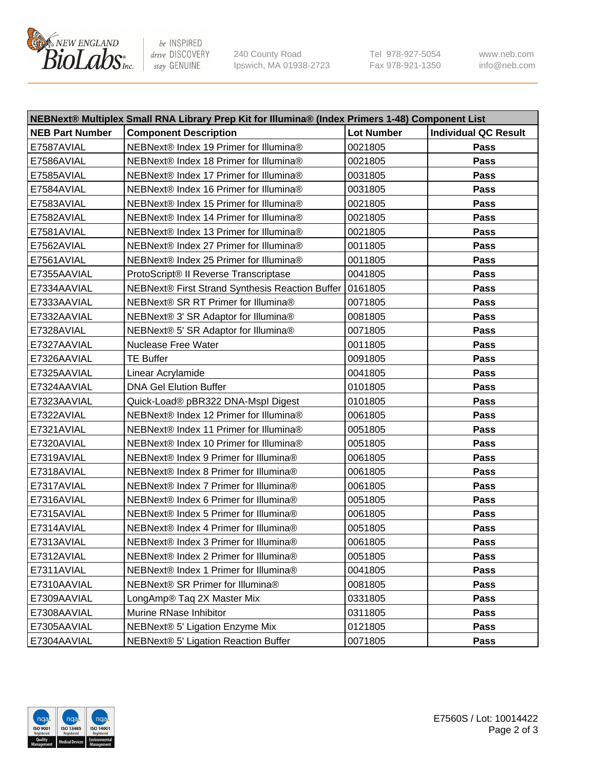| NEBNext® Multiplex Small RNA Library Prep Kit for Illumina® (Index Primers 1-48) Component List | | | |
|---|---|---|---|
| **NEB Part Number** | **Component Description** | **Lot Number** | **Individual QC Result** |
| E7587AVIAL | NEBNext® Index 19 Primer for Illumina® | 0021805 | **Pass** |
| E7586AVIAL | NEBNext® Index 18 Primer for Illumina® | 0021805 | **Pass** |
| E7585AVIAL | NEBNext® Index 17 Primer for Illumina® | 0031805 | **Pass** |
| E7584AVIAL | NEBNext® Index 16 Primer for Illumina® | 0031805 | **Pass** |
| E7583AVIAL | NEBNext® Index 15 Primer for Illumina® | 0021805 | **Pass** |
| E7582AVIAL | NEBNext® Index 14 Primer for Illumina® | 0021805 | **Pass** |
| E7581AVIAL | NEBNext® Index 13 Primer for Illumina® | 0021805 | **Pass** |
| E7562AVIAL | NEBNext® Index 27 Primer for Illumina® | 0011805 | **Pass** |
| E7561AVIAL | NEBNext® Index 25 Primer for Illumina® | 0011805 | **Pass** |
| E7355AAVIAL | ProtoScript® II Reverse Transcriptase | 0041805 | **Pass** |
| E7334AAVIAL | NEBNext® First Strand Synthesis Reaction Buffer | 0161805 | **Pass** |
| E7333AAVIAL | NEBNext® SR RT Primer for Illumina® | 0071805 | **Pass** |
| E7332AAVIAL | NEBNext® 3' SR Adaptor for Illumina® | 0081805 | **Pass** |
| E7328AVIAL | NEBNext® 5' SR Adaptor for Illumina® | 0071805 | **Pass** |
| E7327AAVIAL | Nuclease Free Water | 0011805 | **Pass** |
| E7326AAVIAL | TE Buffer | 0091805 | **Pass** |
| E7325AAVIAL | Linear Acrylamide | 0041805 | **Pass** |
| E7324AAVIAL | DNA Gel Elution Buffer | 0101805 | **Pass** |
| E7323AAVIAL | Quick-Load® pBR322 DNA-MspI Digest | 0101805 | **Pass** |
| E7322AVIAL | NEBNext® Index 12 Primer for Illumina® | 0061805 | **Pass** |
| E7321AVIAL | NEBNext® Index 11 Primer for Illumina® | 0051805 | **Pass** |
| E7320AVIAL | NEBNext® Index 10 Primer for Illumina® | 0051805 | **Pass** |
| E7319AVIAL | NEBNext® Index 9 Primer for Illumina® | 0061805 | **Pass** |
| E7318AVIAL | NEBNext® Index 8 Primer for Illumina® | 0061805 | **Pass** |
| E7317AVIAL | NEBNext® Index 7 Primer for Illumina® | 0061805 | **Pass** |
| E7316AVIAL | NEBNext® Index 6 Primer for Illumina® | 0051805 | **Pass** |
| E7315AVIAL | NEBNext® Index 5 Primer for Illumina® | 0061805 | **Pass** |
| E7314AVIAL | NEBNext® Index 4 Primer for Illumina® | 0051805 | **Pass** |
| E7313AVIAL | NEBNext® Index 3 Primer for Illumina® | 0061805 | **Pass** |
| E7312AVIAL | NEBNext® Index 2 Primer for Illumina® | 0051805 | **Pass** |
| E7311AVIAL | NEBNext® Index 1 Primer for Illumina® | 0041805 | **Pass** |
| E7310AAVIAL | NEBNext® SR Primer for Illumina® | 0081805 | **Pass** |
| E7309AAVIAL | LongAmp® Taq 2X Master Mix | 0331805 | **Pass** |
| E7308AAVIAL | Murine RNase Inhibitor | 0311805 | **Pass** |
| E7305AAVIAL | NEBNext® 5' Ligation Enzyme Mix | 0121805 | **Pass** |
| E7304AAVIAL | NEBNext® 5' Ligation Reaction Buffer | 0071805 | **Pass** |

E7560S / Lot: 10014422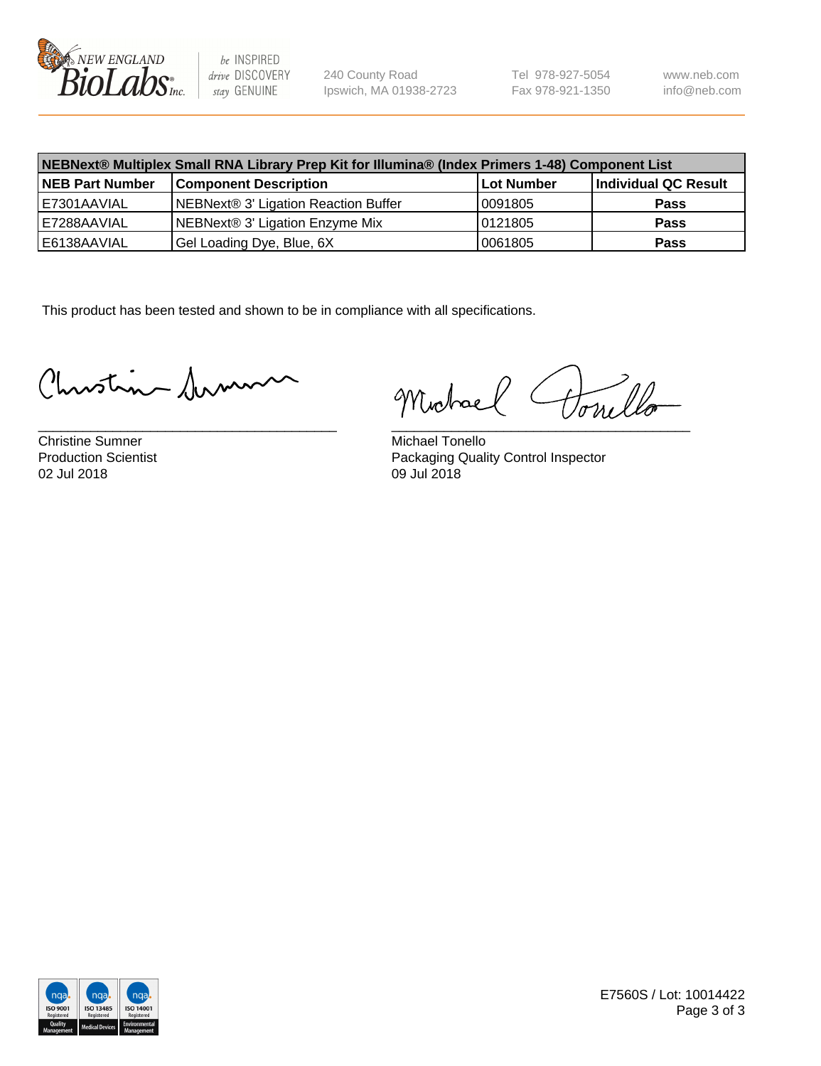| NEBNext® Multiplex Small RNA Library Prep Kit for Illumina® (Index Primers 1-48) Component List | | | |
|---|---|---|---|
| **NEB Part Number** | **Component Description** | **Lot Number** | **Individual QC Result** |
| E7301AAVIAL | NEBNext® 3' Ligation Reaction Buffer | 0091805 | **Pass** |
| E7288AAVIAL | NEBNext® 3' Ligation Enzyme Mix | 0121805 | **Pass** |
| E6138AAVIAL | Gel Loading Dye, Blue, 6X | 0061805 | **Pass** |

This product has been tested and shown to be in compliance with all specifications.

Christine Sumner
Production Scientist
02 Jul 2018

Michael Tonello
Packaging Quality Control Inspector
09 Jul 2018

E7560S / Lot: 10014422